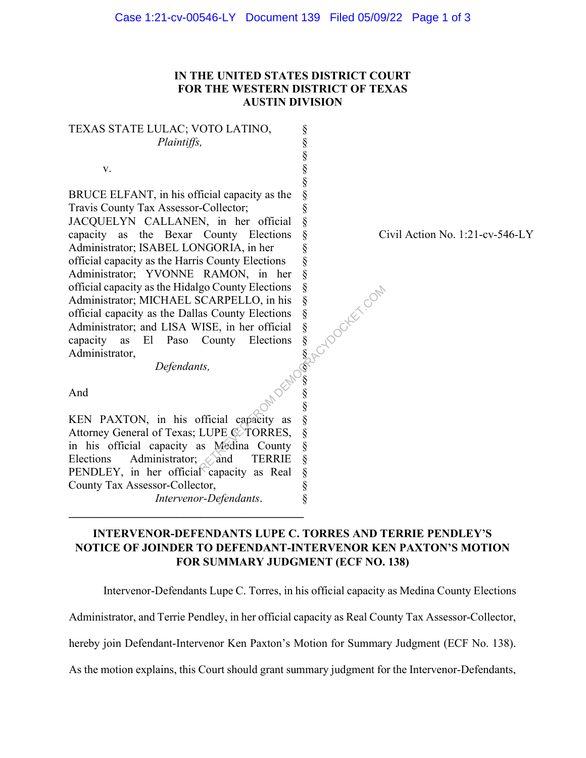**IN THE UNITED STATES DISTRICT COURT**
**FOR THE WESTERN DISTRICT OF TEXAS**
**AUSTIN DIVISION**

| | | |
|---|---|---|
| TEXAS STATE LULAC; VOTO LATINO, *Plaintiffs,* <br><br> v. <br><br> BRUCE ELFANT, in his official capacity as the Travis County Tax Assessor-Collector; JACQUELYN CALLANEN, in her official capacity as the Bexar County Elections Administrator; ISABEL LONGORIA, in her official capacity as the Harris County Elections Administrator; YVONNE RAMON, in her official capacity as the Hidalgo County Elections Administrator; MICHAEL SCARPELLO, in his official capacity as the Dallas County Elections Administrator; and LISA WISE, in her official capacity as El Paso County Elections Administrator, *Defendants,* <br><br> And <br><br> KEN PAXTON, in his official capacity as Attorney General of Texas; LUPE C. TORRES, in his official capacity as Medina County Elections Administrator; and TERRIE PENDLEY, in her official capacity as Real County Tax Assessor-Collector, *Intervenor-Defendants.* | § | Civil Action No. 1:21-cv-546-LY |

**INTERVENOR-DEFENDANTS LUPE C. TORRES AND TERRIE PENDLEY'S NOTICE OF JOINDER TO DEFENDANT-INTERVENOR KEN PAXTON'S MOTION FOR SUMMARY JUDGMENT (ECF NO. 138)**

Intervenor-Defendants Lupe C. Torres, in his official capacity as Medina County Elections Administrator, and Terrie Pendley, in her official capacity as Real County Tax Assessor-Collector, hereby join Defendant-Intervenor Ken Paxton's Motion for Summary Judgment (ECF No. 138). As the motion explains, this Court should grant summary judgment for the Intervenor-Defendants,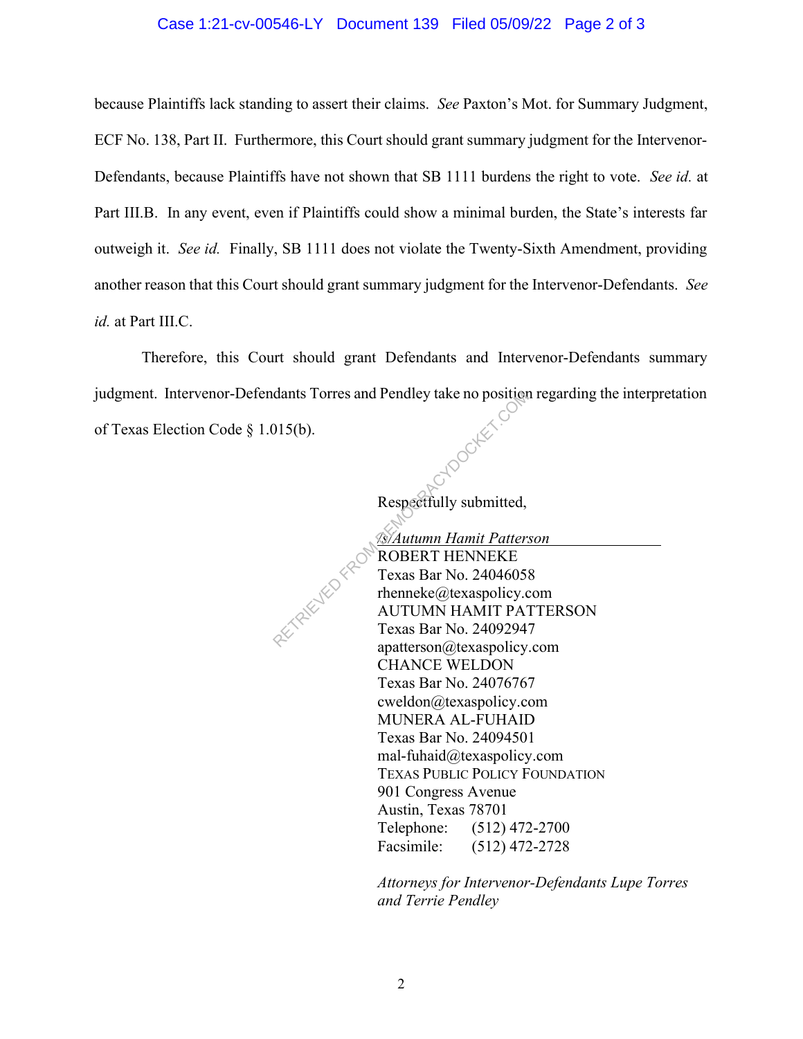because Plaintiffs lack standing to assert their claims. *See* Paxton's Mot. for Summary Judgment, ECF No. 138, Part II. Furthermore, this Court should grant summary judgment for the Intervenor-Defendants, because Plaintiffs have not shown that SB 1111 burdens the right to vote. *See id.* at Part III.B. In any event, even if Plaintiffs could show a minimal burden, the State's interests far outweigh it. *See id.* Finally, SB 1111 does not violate the Twenty-Sixth Amendment, providing another reason that this Court should grant summary judgment for the Intervenor-Defendants. *See id.* at Part III.C.

Therefore, this Court should grant Defendants and Intervenor-Defendants summary judgment. Intervenor-Defendants Torres and Pendley take no position regarding the interpretation of Texas Election Code § 1.015(b).

Respectfully submitted,

*/s/Autumn Hamit Patterson*
ROBERT HENNEKE
Texas Bar No. 24046058
rhenneke@texaspolicy.com
AUTUMN HAMIT PATTERSON
Texas Bar No. 24092947
apatterson@texaspolicy.com
CHANCE WELDON
Texas Bar No. 24076767
cweldon@texaspolicy.com
MUNERA AL-FUHAID
Texas Bar No. 24094501
mal-fuhaid@texaspolicy.com
TEXAS PUBLIC POLICY FOUNDATION
901 Congress Avenue
Austin, Texas 78701
Telephone: (512) 472-2700
Facsimile: (512) 472-2728

*Attorneys for Intervenor-Defendants Lupe Torres and Terrie Pendley*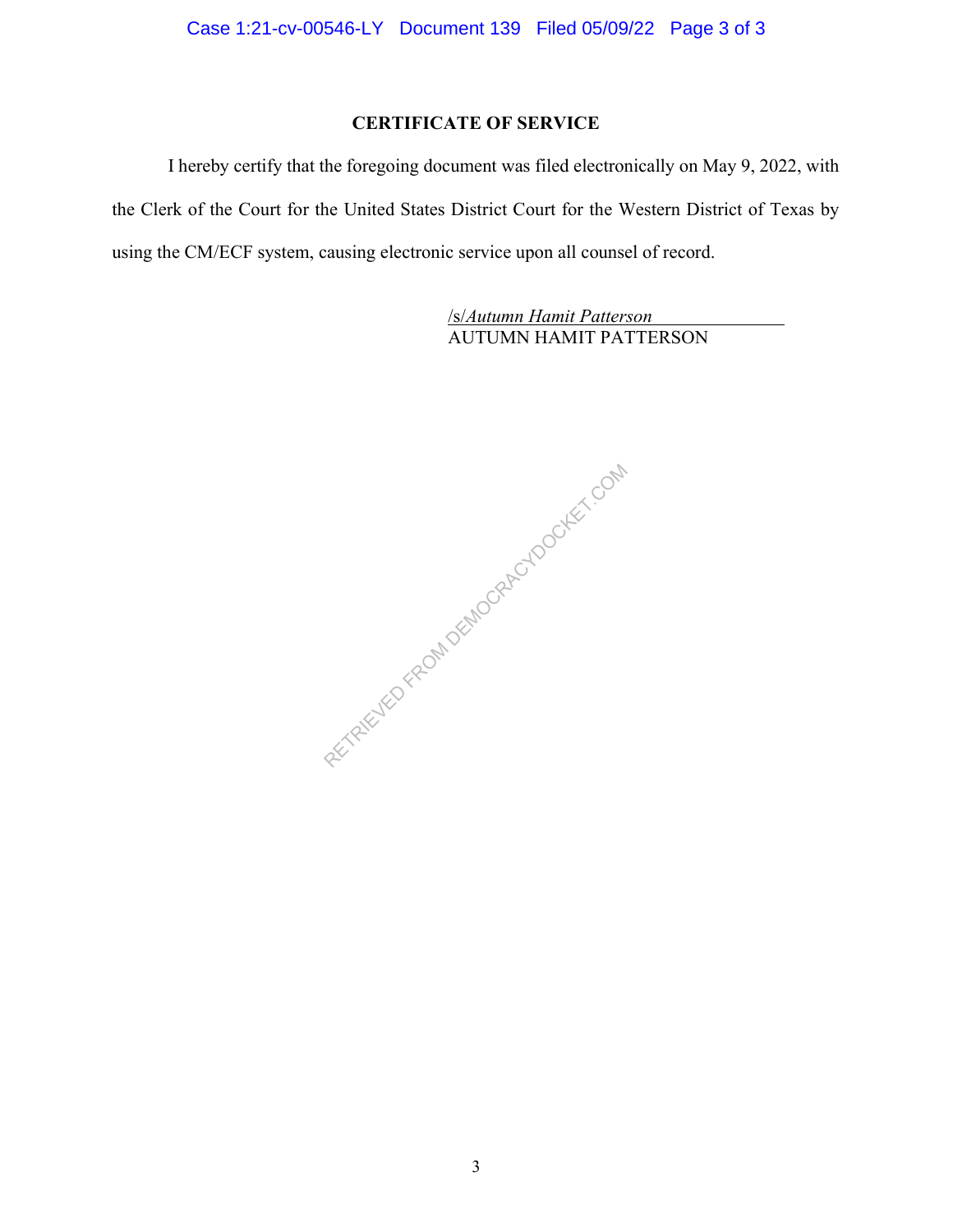## CERTIFICATE OF SERVICE

I hereby certify that the foregoing document was filed electronically on May 9, 2022, with the Clerk of the Court for the United States District Court for the Western District of Texas by using the CM/ECF system, causing electronic service upon all counsel of record.

/s/*Autumn Hamit Patterson*
AUTUMN HAMIT PATTERSON